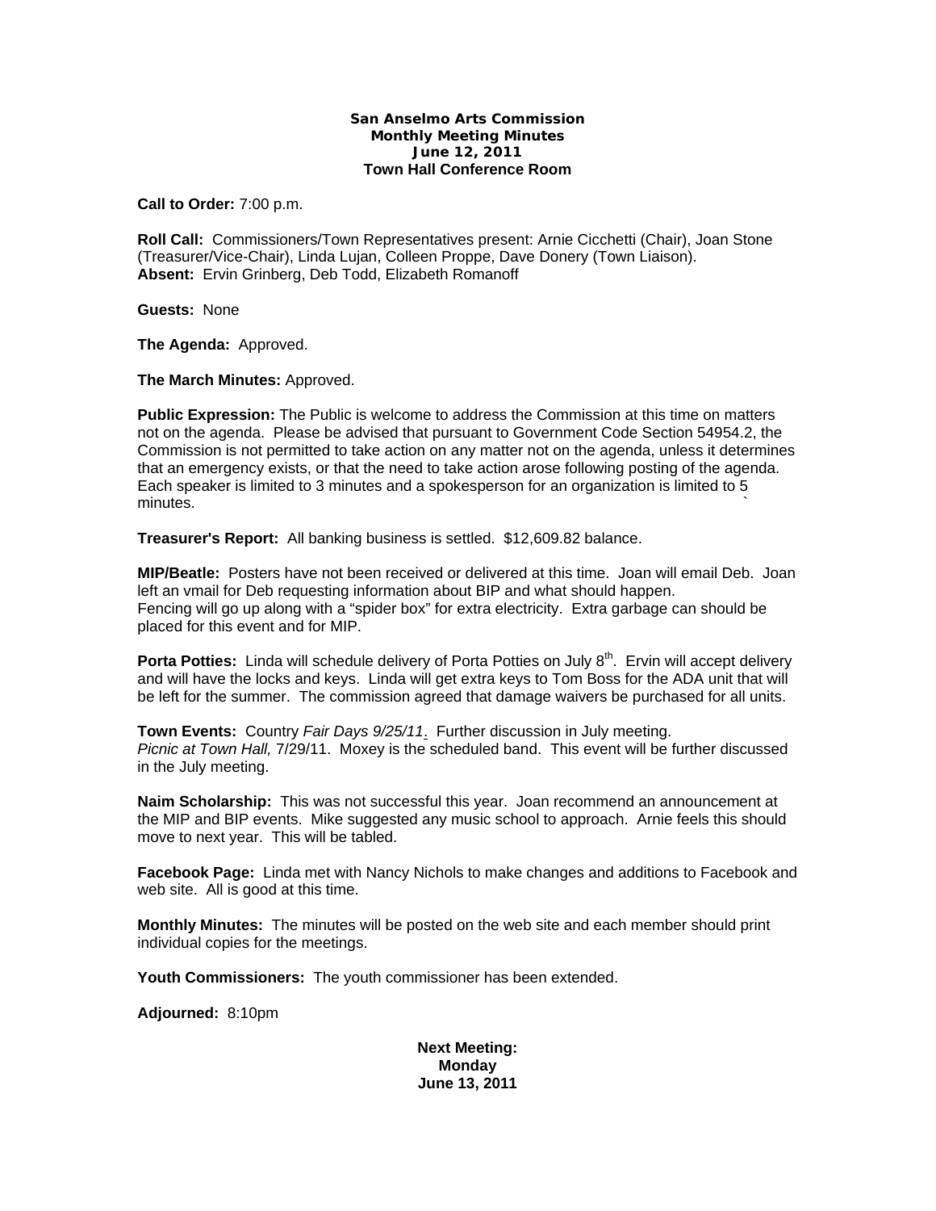**San Anselmo Arts Commission**
**Monthly Meeting Minutes**
**June 12, 2011**
**Town Hall Conference Room**

**Call to Order:** 7:00 p.m.

**Roll Call:** Commissioners/Town Representatives present: Arnie Cicchetti (Chair), Joan Stone (Treasurer/Vice-Chair), Linda Lujan, Colleen Proppe, Dave Donery (Town Liaison).
**Absent:** Ervin Grinberg, Deb Todd, Elizabeth Romanoff

**Guests:** None

**The Agenda:** Approved.

**The March Minutes:** Approved.

**Public Expression:** The Public is welcome to address the Commission at this time on matters not on the agenda. Please be advised that pursuant to Government Code Section 54954.2, the Commission is not permitted to take action on any matter not on the agenda, unless it determines that an emergency exists, or that the need to take action arose following posting of the agenda. Each speaker is limited to 3 minutes and a spokesperson for an organization is limited to 5 minutes.

**Treasurer's Report:** All banking business is settled. $12,609.82 balance.

**MIP/Beatle:** Posters have not been received or delivered at this time. Joan will email Deb. Joan left an vmail for Deb requesting information about BIP and what should happen.
Fencing will go up along with a "spider box" for extra electricity. Extra garbage can should be placed for this event and for MIP.

**Porta Potties:** Linda will schedule delivery of Porta Potties on July 8th. Ervin will accept delivery and will have the locks and keys. Linda will get extra keys to Tom Boss for the ADA unit that will be left for the summer. The commission agreed that damage waivers be purchased for all units.

**Town Events:** Country *Fair Days 9/25/11*. Further discussion in July meeting.
*Picnic at Town Hall,* 7/29/11. Moxey is the scheduled band. This event will be further discussed in the July meeting.

**Naim Scholarship:** This was not successful this year. Joan recommend an announcement at the MIP and BIP events. Mike suggested any music school to approach. Arnie feels this should move to next year. This will be tabled.

**Facebook Page:** Linda met with Nancy Nichols to make changes and additions to Facebook and web site. All is good at this time.

**Monthly Minutes:** The minutes will be posted on the web site and each member should print individual copies for the meetings.

**Youth Commissioners:** The youth commissioner has been extended.

**Adjourned:** 8:10pm

**Next Meeting:**
**Monday**
**June 13, 2011**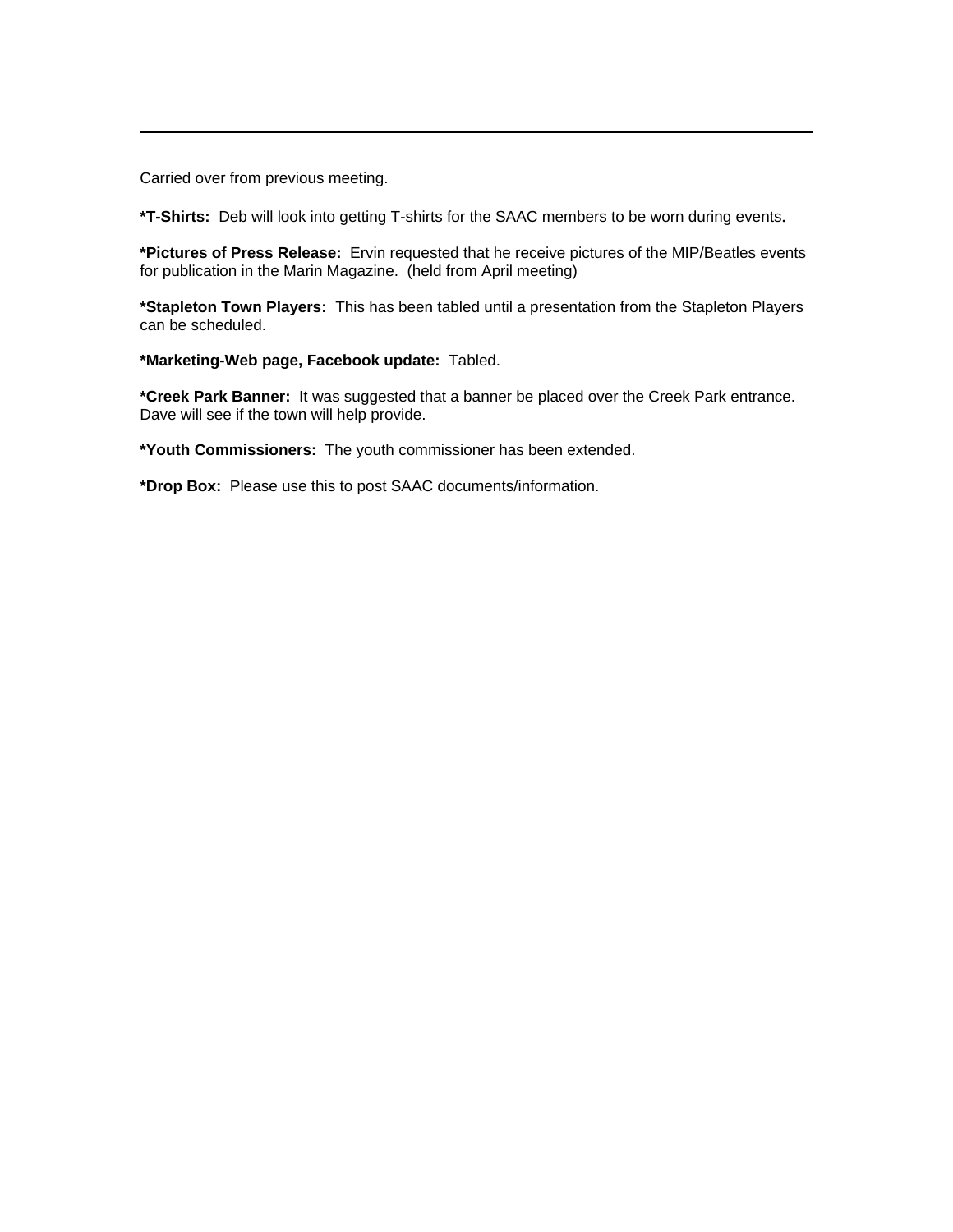---

Carried over from previous meeting.

**\*T-Shirts:** Deb will look into getting T-shirts for the SAAC members to be worn during events**.**

**\*Pictures of Press Release:** Ervin requested that he receive pictures of the MIP/Beatles events for publication in the Marin Magazine. (held from April meeting)

**\*Stapleton Town Players:** This has been tabled until a presentation from the Stapleton Players can be scheduled.

**\*Marketing-Web page, Facebook update:** Tabled.

**\*Creek Park Banner:** It was suggested that a banner be placed over the Creek Park entrance. Dave will see if the town will help provide.

**\*Youth Commissioners:** The youth commissioner has been extended.

**\*Drop Box:** Please use this to post SAAC documents/information.